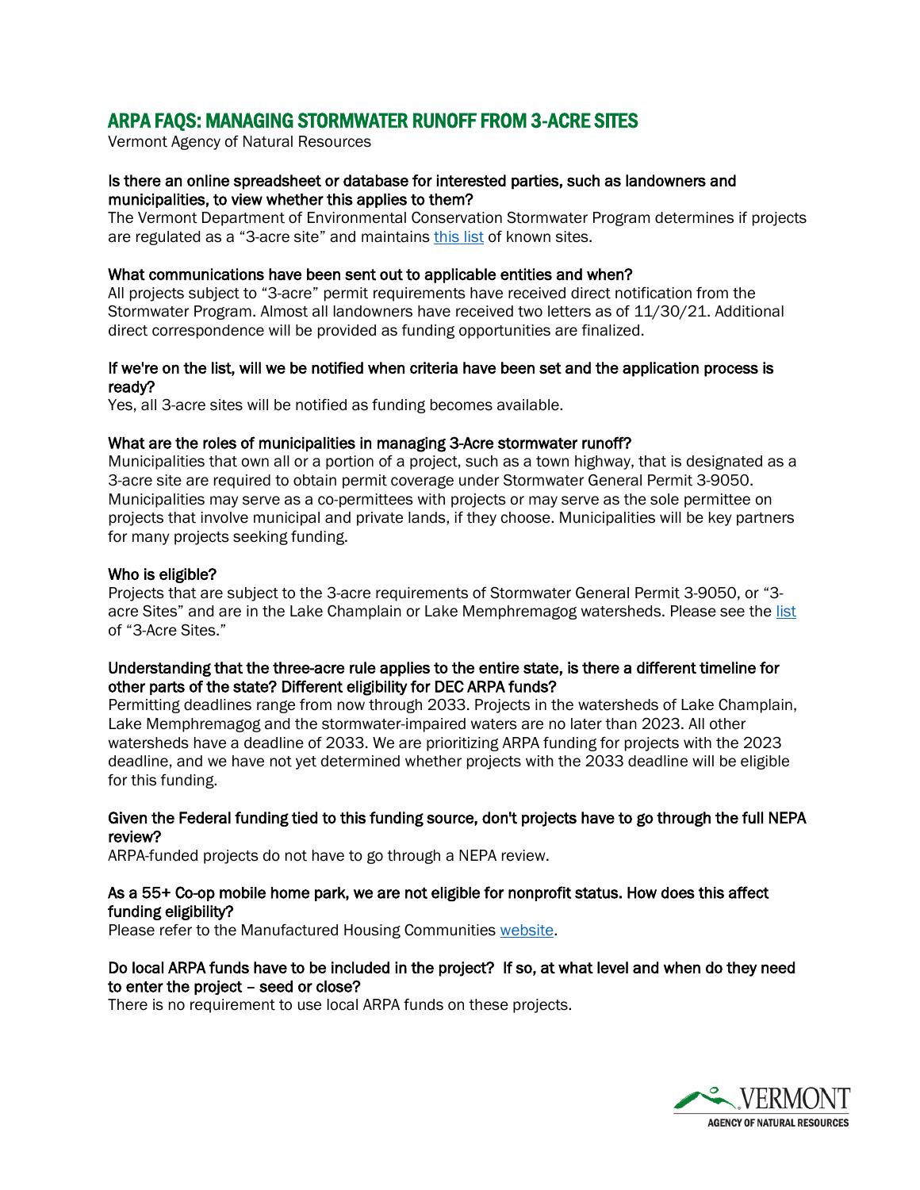# ARPA FAQS: MANAGING STORMWATER RUNOFF FROM 3-ACRE SITES

Vermont Agency of Natural Resources

**Is there an online spreadsheet or database for interested parties, such as landowners and municipalities, to view whether this applies to them?**

The Vermont Department of Environmental Conservation Stormwater Program determines if projects are regulated as a "3-acre site" and maintains this list of known sites.

**What communications have been sent out to applicable entities and when?**

All projects subject to "3-acre" permit requirements have received direct notification from the Stormwater Program. Almost all landowners have received two letters as of 11/30/21. Additional direct correspondence will be provided as funding opportunities are finalized.

**If we're on the list, will we be notified when criteria have been set and the application process is ready?**

Yes, all 3-acre sites will be notified as funding becomes available.

**What are the roles of municipalities in managing 3-Acre stormwater runoff?**

Municipalities that own all or a portion of a project, such as a town highway, that is designated as a 3-acre site are required to obtain permit coverage under Stormwater General Permit 3-9050. Municipalities may serve as a co-permittees with projects or may serve as the sole permittee on projects that involve municipal and private lands, if they choose. Municipalities will be key partners for many projects seeking funding.

**Who is eligible?**

Projects that are subject to the 3-acre requirements of Stormwater General Permit 3-9050, or "3-acre Sites" and are in the Lake Champlain or Lake Memphremagog watersheds. Please see the list of "3-Acre Sites."

**Understanding that the three-acre rule applies to the entire state, is there a different timeline for other parts of the state? Different eligibility for DEC ARPA funds?**

Permitting deadlines range from now through 2033. Projects in the watersheds of Lake Champlain, Lake Memphremagog and the stormwater-impaired waters are no later than 2023. All other watersheds have a deadline of 2033. We are prioritizing ARPA funding for projects with the 2023 deadline, and we have not yet determined whether projects with the 2033 deadline will be eligible for this funding.

**Given the Federal funding tied to this funding source, don't projects have to go through the full NEPA review?**

ARPA-funded projects do not have to go through a NEPA review.

**As a 55+ Co-op mobile home park, we are not eligible for nonprofit status. How does this affect funding eligibility?**

Please refer to the Manufactured Housing Communities website.

**Do local ARPA funds have to be included in the project? If so, at what level and when do they need to enter the project – seed or close?**

There is no requirement to use local ARPA funds on these projects.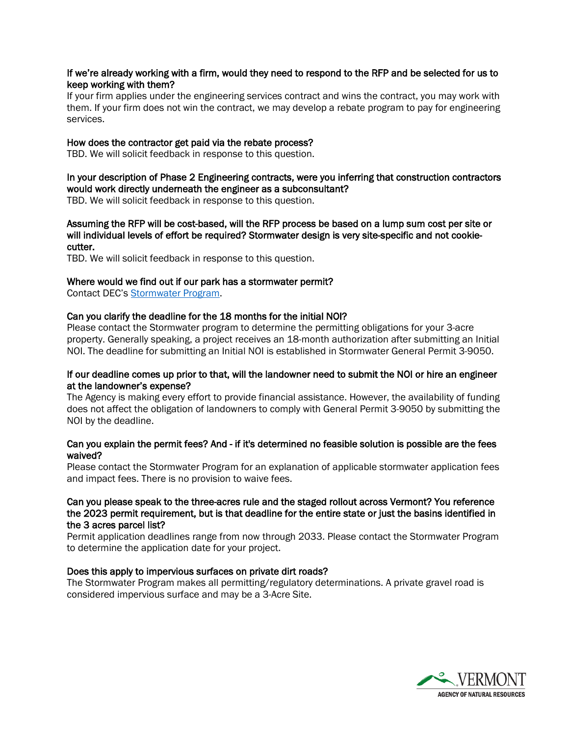**If we're already working with a firm, would they need to respond to the RFP and be selected for us to keep working with them?**
If your firm applies under the engineering services contract and wins the contract, you may work with them. If your firm does not win the contract, we may develop a rebate program to pay for engineering services.

**How does the contractor get paid via the rebate process?**
TBD. We will solicit feedback in response to this question.

**In your description of Phase 2 Engineering contracts, were you inferring that construction contractors would work directly underneath the engineer as a subconsultant?**
TBD. We will solicit feedback in response to this question.

**Assuming the RFP will be cost-based, will the RFP process be based on a lump sum cost per site or will individual levels of effort be required? Stormwater design is very site-specific and not cookie-cutter.**
TBD. We will solicit feedback in response to this question.

**Where would we find out if our park has a stormwater permit?**
Contact DEC's Stormwater Program.

**Can you clarify the deadline for the 18 months for the initial NOI?**
Please contact the Stormwater program to determine the permitting obligations for your 3-acre property. Generally speaking, a project receives an 18-month authorization after submitting an Initial NOI. The deadline for submitting an Initial NOI is established in Stormwater General Permit 3-9050.

**If our deadline comes up prior to that, will the landowner need to submit the NOI or hire an engineer at the landowner's expense?**
The Agency is making every effort to provide financial assistance. However, the availability of funding does not affect the obligation of landowners to comply with General Permit 3-9050 by submitting the NOI by the deadline.

**Can you explain the permit fees? And - if it's determined no feasible solution is possible are the fees waived?**
Please contact the Stormwater Program for an explanation of applicable stormwater application fees and impact fees. There is no provision to waive fees.

**Can you please speak to the three-acres rule and the staged rollout across Vermont? You reference the 2023 permit requirement, but is that deadline for the entire state or just the basins identified in the 3 acres parcel list?**
Permit application deadlines range from now through 2033. Please contact the Stormwater Program to determine the application date for your project.

**Does this apply to impervious surfaces on private dirt roads?**
The Stormwater Program makes all permitting/regulatory determinations. A private gravel road is considered impervious surface and may be a 3-Acre Site.